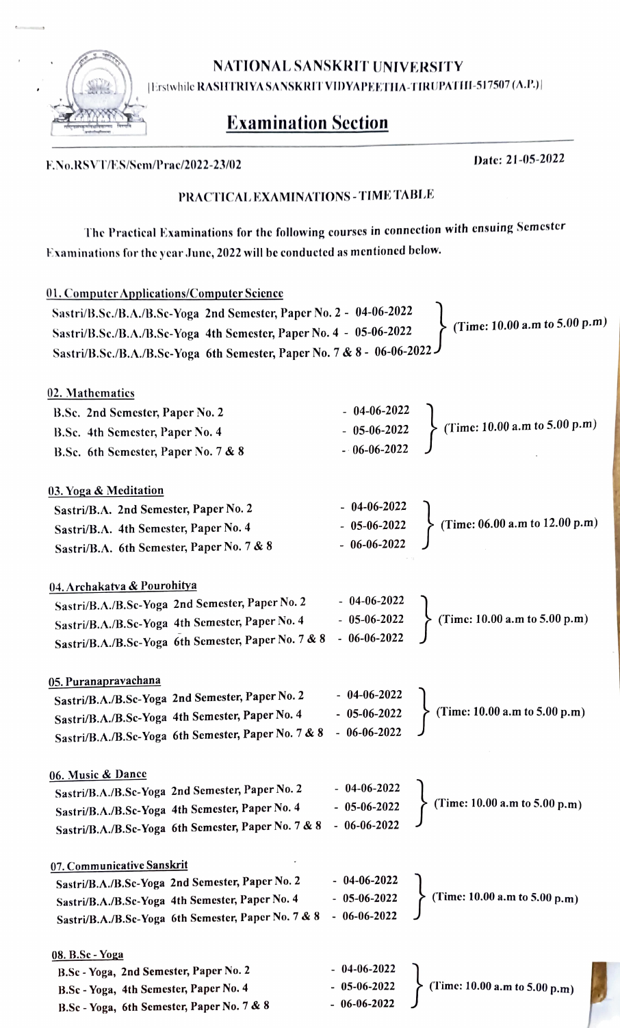# NATIONAL SANSKRIT UNIVERSITY

[Erstwhile RASHTRIYA SANSKRIT VIDYAPEETHA-TIRUPATHI-517507 (A.P.)]

## Examination Section

F.No.RSVT/ES/Sem/Prac/2022-23/02

Date: 21-05-2022

### PRACTICAL EXAMINATIONS - TIME TABLE

The Practical Examinations for the following courses in connection with ensuing Semester Examinations for the year June, 2022 will be conducted as mentioned below.

**01. Computer Applications/Computer Science**

Sastri/B.Sc./B.A./B.Sc-Yoga 2nd Semester, Paper No. 2 - 04-06-2022
Sastri/B.Sc./B.A./B.Sc-Yoga 4th Semester, Paper No. 4 - 05-06-2022
Sastri/B.Sc./B.A./B.Sc-Yoga 6th Semester, Paper No. 7 & 8 - 06-06-2022
(Time: 10.00 a.m to 5.00 p.m)

**02. Mathematics**

B.Sc. 2nd Semester, Paper No. 2 - 04-06-2022
B.Sc. 4th Semester, Paper No. 4 - 05-06-2022
B.Sc. 6th Semester, Paper No. 7 & 8 - 06-06-2022
(Time: 10.00 a.m to 5.00 p.m)

**03. Yoga & Meditation**

Sastri/B.A. 2nd Semester, Paper No. 2 - 04-06-2022
Sastri/B.A. 4th Semester, Paper No. 4 - 05-06-2022
Sastri/B.A. 6th Semester, Paper No. 7 & 8 - 06-06-2022
(Time: 06.00 a.m to 12.00 p.m)

**04. Archakatva & Pourohitya**

Sastri/B.A./B.Sc-Yoga 2nd Semester, Paper No. 2 - 04-06-2022
Sastri/B.A./B.Sc-Yoga 4th Semester, Paper No. 4 - 05-06-2022
Sastri/B.A./B.Sc-Yoga 6th Semester, Paper No. 7 & 8 - 06-06-2022
(Time: 10.00 a.m to 5.00 p.m)

**05. Puranapravachana**

Sastri/B.A./B.Sc-Yoga 2nd Semester, Paper No. 2 - 04-06-2022
Sastri/B.A./B.Sc-Yoga 4th Semester, Paper No. 4 - 05-06-2022
Sastri/B.A./B.Sc-Yoga 6th Semester, Paper No. 7 & 8 - 06-06-2022
(Time: 10.00 a.m to 5.00 p.m)

**06. Music & Dance**

Sastri/B.A./B.Sc-Yoga 2nd Semester, Paper No. 2 - 04-06-2022
Sastri/B.A./B.Sc-Yoga 4th Semester, Paper No. 4 - 05-06-2022
Sastri/B.A./B.Sc-Yoga 6th Semester, Paper No. 7 & 8 - 06-06-2022
(Time: 10.00 a.m to 5.00 p.m)

**07. Communicative Sanskrit**

Sastri/B.A./B.Sc-Yoga 2nd Semester, Paper No. 2 - 04-06-2022
Sastri/B.A./B.Sc-Yoga 4th Semester, Paper No. 4 - 05-06-2022
Sastri/B.A./B.Sc-Yoga 6th Semester, Paper No. 7 & 8 - 06-06-2022
(Time: 10.00 a.m to 5.00 p.m)

**08. B.Sc - Yoga**

B.Sc - Yoga, 2nd Semester, Paper No. 2 - 04-06-2022
B.Sc - Yoga, 4th Semester, Paper No. 4 - 05-06-2022
B.Sc - Yoga, 6th Semester, Paper No. 7 & 8 - 06-06-2022
(Time: 10.00 a.m to 5.00 p.m)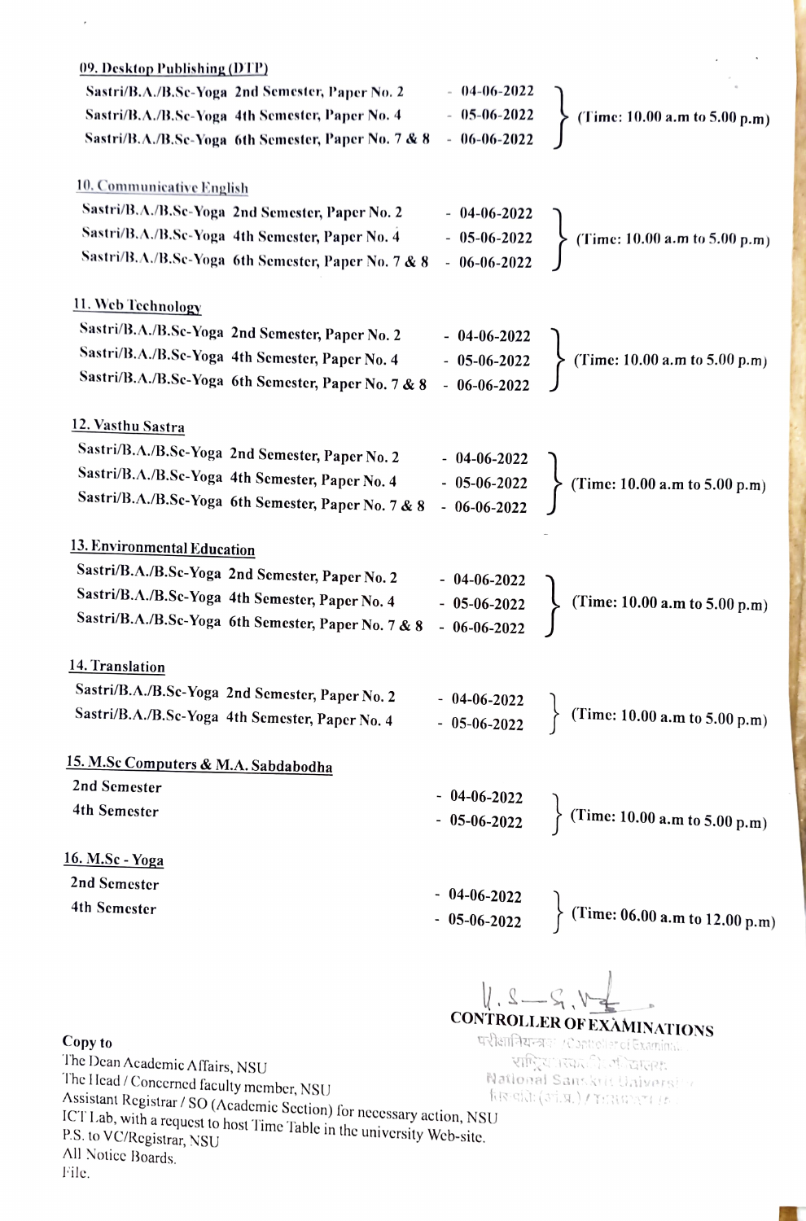**09. Desktop Publishing (DTP)**

| | | |
|---|---|---|
| Sastri/B.A./B.Sc-Yoga 2nd Semester, Paper No. 2 | - 04-06-2022 | (Time: 10.00 a.m to 5.00 p.m) |
| Sastri/B.A./B.Sc-Yoga 4th Semester, Paper No. 4 | - 05-06-2022 | |
| Sastri/B.A./B.Sc-Yoga 6th Semester, Paper No. 7 & 8 | - 06-06-2022 | |

**10. Communicative English**

| | | |
|---|---|---|
| Sastri/B.A./B.Sc-Yoga 2nd Semester, Paper No. 2 | - 04-06-2022 | (Time: 10.00 a.m to 5.00 p.m) |
| Sastri/B.A./B.Sc-Yoga 4th Semester, Paper No. 4 | - 05-06-2022 | |
| Sastri/B.A./B.Sc-Yoga 6th Semester, Paper No. 7 & 8 | - 06-06-2022 | |

**11. Web Technology**

| | | |
|---|---|---|
| Sastri/B.A./B.Sc-Yoga 2nd Semester, Paper No. 2 | - 04-06-2022 | (Time: 10.00 a.m to 5.00 p.m) |
| Sastri/B.A./B.Sc-Yoga 4th Semester, Paper No. 4 | - 05-06-2022 | |
| Sastri/B.A./B.Sc-Yoga 6th Semester, Paper No. 7 & 8 | - 06-06-2022 | |

**12. Vasthu Sastra**

| | | |
|---|---|---|
| Sastri/B.A./B.Sc-Yoga 2nd Semester, Paper No. 2 | - 04-06-2022 | (Time: 10.00 a.m to 5.00 p.m) |
| Sastri/B.A./B.Sc-Yoga 4th Semester, Paper No. 4 | - 05-06-2022 | |
| Sastri/B.A./B.Sc-Yoga 6th Semester, Paper No. 7 & 8 | - 06-06-2022 | |

**13. Environmental Education**

| | | |
|---|---|---|
| Sastri/B.A./B.Sc-Yoga 2nd Semester, Paper No. 2 | - 04-06-2022 | (Time: 10.00 a.m to 5.00 p.m) |
| Sastri/B.A./B.Sc-Yoga 4th Semester, Paper No. 4 | - 05-06-2022 | |
| Sastri/B.A./B.Sc-Yoga 6th Semester, Paper No. 7 & 8 | - 06-06-2022 | |

**14. Translation**

| | | |
|---|---|---|
| Sastri/B.A./B.Sc-Yoga 2nd Semester, Paper No. 2 | - 04-06-2022 | (Time: 10.00 a.m to 5.00 p.m) |
| Sastri/B.A./B.Sc-Yoga 4th Semester, Paper No. 4 | - 05-06-2022 | |

**15. M.Sc Computers & M.A. Sabdabodha**

| | | |
|---|---|---|
| 2nd Semester | - 04-06-2022 | (Time: 10.00 a.m to 5.00 p.m) |
| 4th Semester | - 05-06-2022 | |

**16. M.Sc - Yoga**

| | | |
|---|---|---|
| 2nd Semester | - 04-06-2022 | (Time: 06.00 a.m to 12.00 p.m) |
| 4th Semester | - 05-06-2022 | |

**CONTROLLER OF EXAMINATIONS**

परीक्षानियन्त्रक / Controller of Examinations
राष्ट्रिय संस्कृत विश्वविद्यालय
National Sanskrit University
तिरुपति (आं.प्र.) / TIRUPATI (A.P.)

**Copy to**

The Dean Academic Affairs, NSU
The Head / Concerned faculty member, NSU
Assistant Registrar / SO (Academic Section) for necessary action, NSU
ICT Lab, with a request to host Time Table in the university Web-site.
P.S. to VC/Registrar, NSU
All Notice Boards.
File.